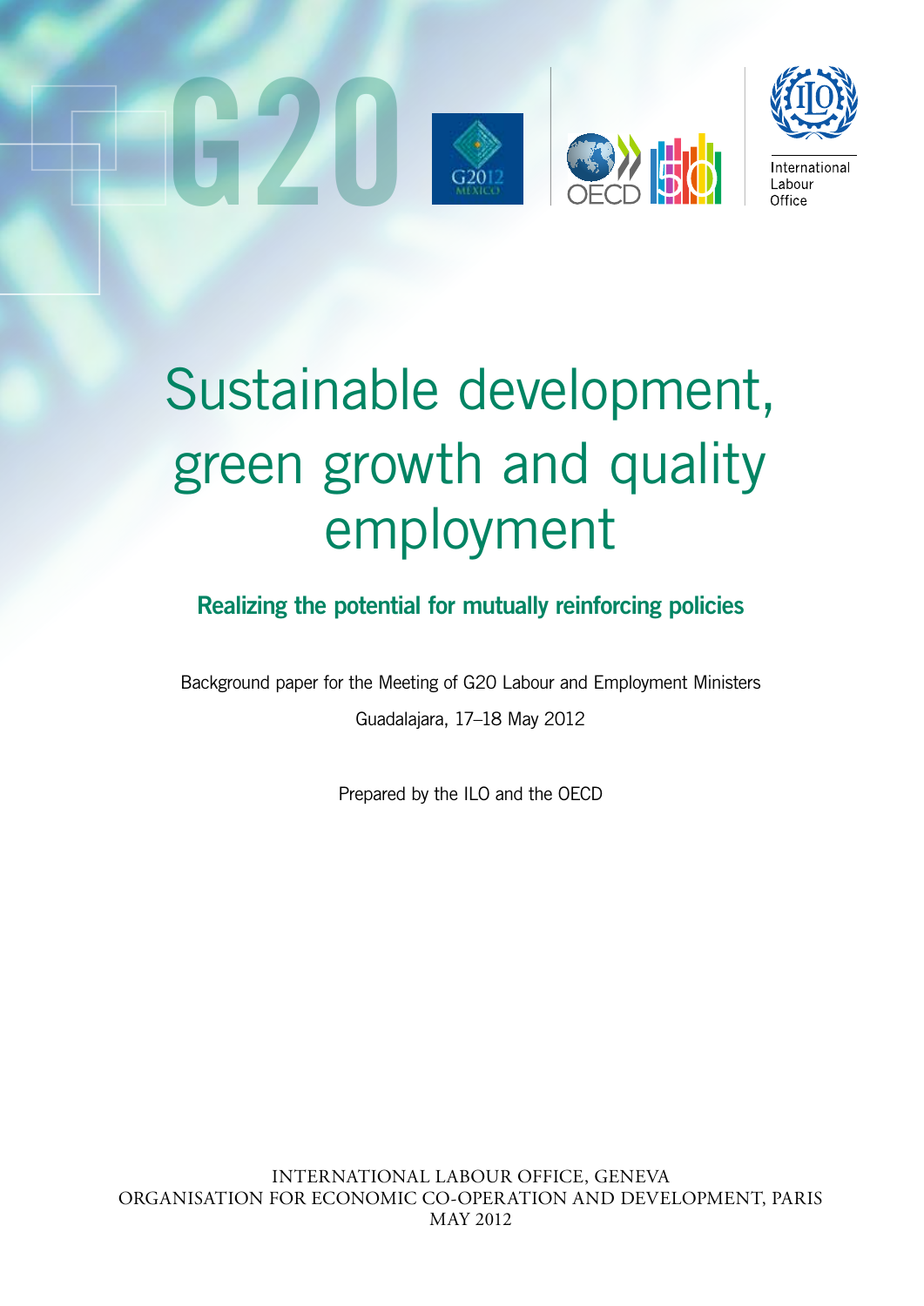# Sustainable development, green growth and quality employment

## Realizing the potential for mutually reinforcing policies

Background paper for the Meeting of G20 Labour and Employment Ministers

Guadalajara, 17–18 May 2012

Prepared by the ILO and the OECD

INTERNATIONAL LABOUR OFFICE, GENEVA
ORGANISATION FOR ECONOMIC CO-OPERATION AND DEVELOPMENT, PARIS
MAY 2012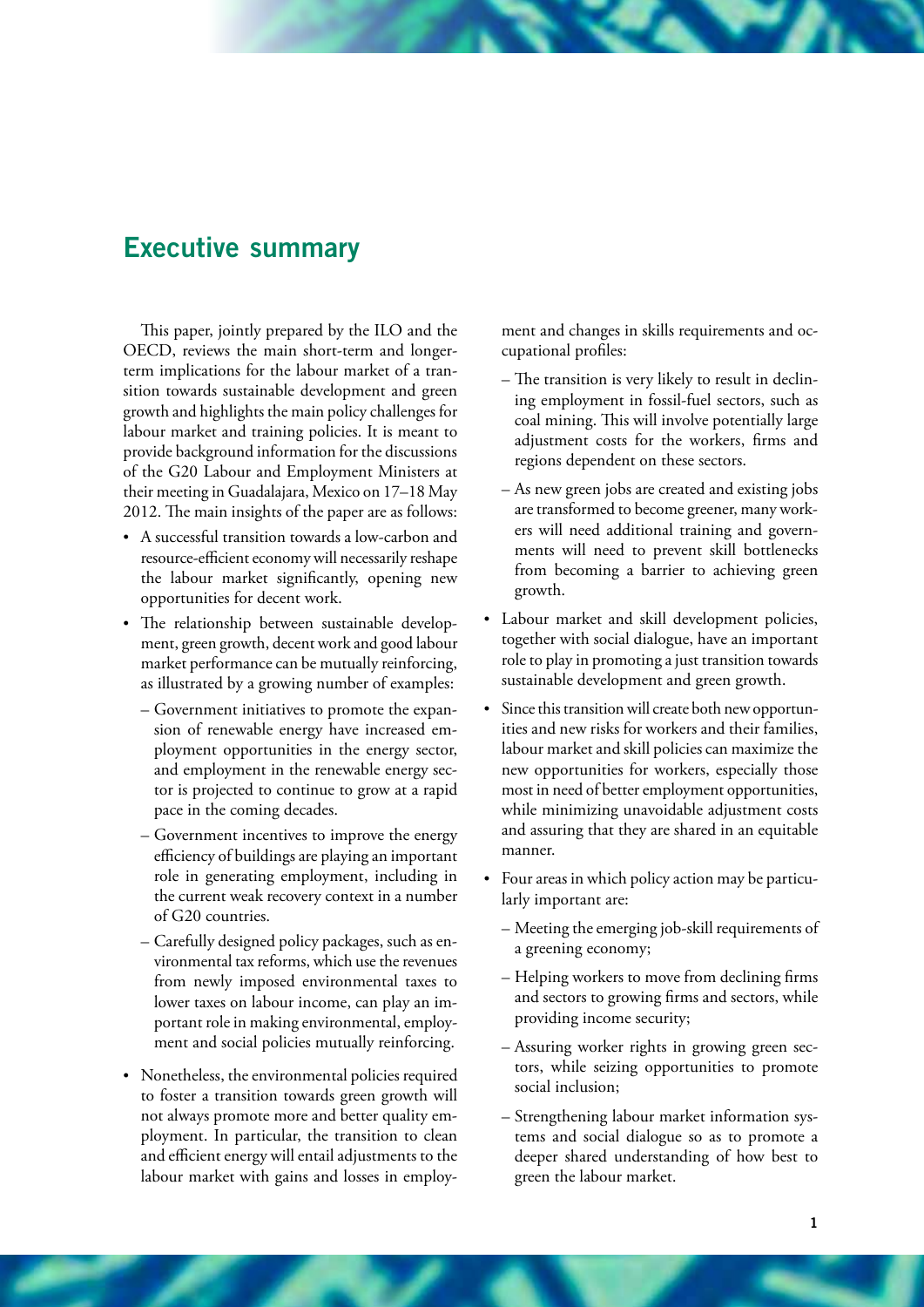## Executive summary

This paper, jointly prepared by the ILO and the OECD, reviews the main short-term and longer-term implications for the labour market of a transition towards sustainable development and green growth and highlights the main policy challenges for labour market and training policies. It is meant to provide background information for the discussions of the G20 Labour and Employment Ministers at their meeting in Guadalajara, Mexico on 17–18 May 2012. The main insights of the paper are as follows:

- A successful transition towards a low-carbon and resource-efficient economy will necessarily reshape the labour market significantly, opening new opportunities for decent work.
- The relationship between sustainable development, green growth, decent work and good labour market performance can be mutually reinforcing, as illustrated by a growing number of examples:
  - Government initiatives to promote the expansion of renewable energy have increased employment opportunities in the energy sector, and employment in the renewable energy sector is projected to continue to grow at a rapid pace in the coming decades.
  - Government incentives to improve the energy efficiency of buildings are playing an important role in generating employment, including in the current weak recovery context in a number of G20 countries.
  - Carefully designed policy packages, such as environmental tax reforms, which use the revenues from newly imposed environmental taxes to lower taxes on labour income, can play an important role in making environmental, employment and social policies mutually reinforcing.
- Nonetheless, the environmental policies required to foster a transition towards green growth will not always promote more and better quality employment. In particular, the transition to clean and efficient energy will entail adjustments to the labour market with gains and losses in employment and changes in skills requirements and occupational profiles:
  - The transition is very likely to result in declining employment in fossil-fuel sectors, such as coal mining. This will involve potentially large adjustment costs for the workers, firms and regions dependent on these sectors.
  - As new green jobs are created and existing jobs are transformed to become greener, many workers will need additional training and governments will need to prevent skill bottlenecks from becoming a barrier to achieving green growth.
- Labour market and skill development policies, together with social dialogue, have an important role to play in promoting a just transition towards sustainable development and green growth.
- Since this transition will create both new opportunities and new risks for workers and their families, labour market and skill policies can maximize the new opportunities for workers, especially those most in need of better employment opportunities, while minimizing unavoidable adjustment costs and assuring that they are shared in an equitable manner.
- Four areas in which policy action may be particularly important are:
  - Meeting the emerging job-skill requirements of a greening economy;
  - Helping workers to move from declining firms and sectors to growing firms and sectors, while providing income security;
  - Assuring worker rights in growing green sectors, while seizing opportunities to promote social inclusion;
  - Strengthening labour market information systems and social dialogue so as to promote a deeper shared understanding of how best to green the labour market.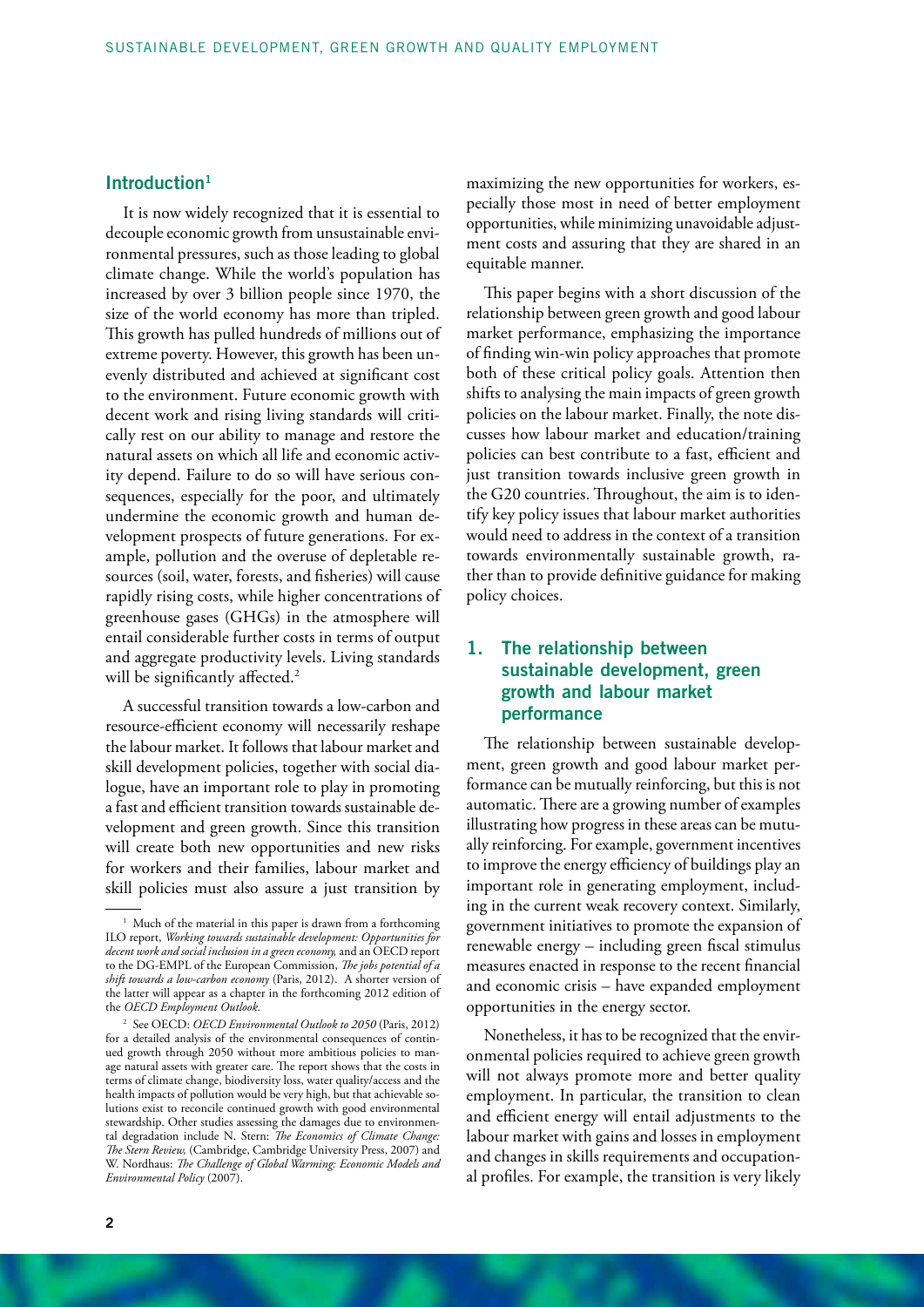## Introduction[1]

It is now widely recognized that it is essential to decouple economic growth from unsustainable environmental pressures, such as those leading to global climate change. While the world's population has increased by over 3 billion people since 1970, the size of the world economy has more than tripled. This growth has pulled hundreds of millions out of extreme poverty. However, this growth has been unevenly distributed and achieved at significant cost to the environment. Future economic growth with decent work and rising living standards will critically rest on our ability to manage and restore the natural assets on which all life and economic activity depend. Failure to do so will have serious consequences, especially for the poor, and ultimately undermine the economic growth and human development prospects of future generations. For example, pollution and the overuse of depletable resources (soil, water, forests, and fisheries) will cause rapidly rising costs, while higher concentrations of greenhouse gases (GHGs) in the atmosphere will entail considerable further costs in terms of output and aggregate productivity levels. Living standards will be significantly affected.[2]

A successful transition towards a low-carbon and resource-efficient economy will necessarily reshape the labour market. It follows that labour market and skill development policies, together with social dialogue, have an important role to play in promoting a fast and efficient transition towards sustainable development and green growth. Since this transition will create both new opportunities and new risks for workers and their families, labour market and skill policies must also assure a just transition by maximizing the new opportunities for workers, especially those most in need of better employment opportunities, while minimizing unavoidable adjustment costs and assuring that they are shared in an equitable manner.

This paper begins with a short discussion of the relationship between green growth and good labour market performance, emphasizing the importance of finding win-win policy approaches that promote both of these critical policy goals. Attention then shifts to analysing the main impacts of green growth policies on the labour market. Finally, the note discusses how labour market and education/training policies can best contribute to a fast, efficient and just transition towards inclusive green growth in the G20 countries. Throughout, the aim is to identify key policy issues that labour market authorities would need to address in the context of a transition towards environmentally sustainable growth, rather than to provide definitive guidance for making policy choices.

## 1. The relationship between sustainable development, green growth and labour market performance

The relationship between sustainable development, green growth and good labour market performance can be mutually reinforcing, but this is not automatic. There are a growing number of examples illustrating how progress in these areas can be mutually reinforcing. For example, government incentives to improve the energy efficiency of buildings play an important role in generating employment, including in the current weak recovery context. Similarly, government initiatives to promote the expansion of renewable energy – including green fiscal stimulus measures enacted in response to the recent financial and economic crisis – have expanded employment opportunities in the energy sector.

Nonetheless, it has to be recognized that the environmental policies required to achieve green growth will not always promote more and better quality employment. In particular, the transition to clean and efficient energy will entail adjustments to the labour market with gains and losses in employment and changes in skills requirements and occupational profiles. For example, the transition is very likely

---

[1] Much of the material in this paper is drawn from a forthcoming ILO report, *Working towards sustainable development: Opportunities for decent work and social inclusion in a green economy,* and an OECD report to the DG-EMPL of the European Commission, *The jobs potential of a shift towards a low-carbon economy* (Paris, 2012). A shorter version of the latter will appear as a chapter in the forthcoming 2012 edition of the *OECD Employment Outlook.*

[2] See OECD: *OECD Environmental Outlook to 2050* (Paris, 2012) for a detailed analysis of the environmental consequences of continued growth through 2050 without more ambitious policies to manage natural assets with greater care. The report shows that the costs in terms of climate change, biodiversity loss, water quality/access and the health impacts of pollution would be very high, but that achievable solutions exist to reconcile continued growth with good environmental stewardship. Other studies assessing the damages due to environmental degradation include N. Stern: *The Economics of Climate Change: The Stern Review,* (Cambridge, Cambridge University Press, 2007) and W. Nordhaus: *The Challenge of Global Warming: Economic Models and Environmental Policy* (2007).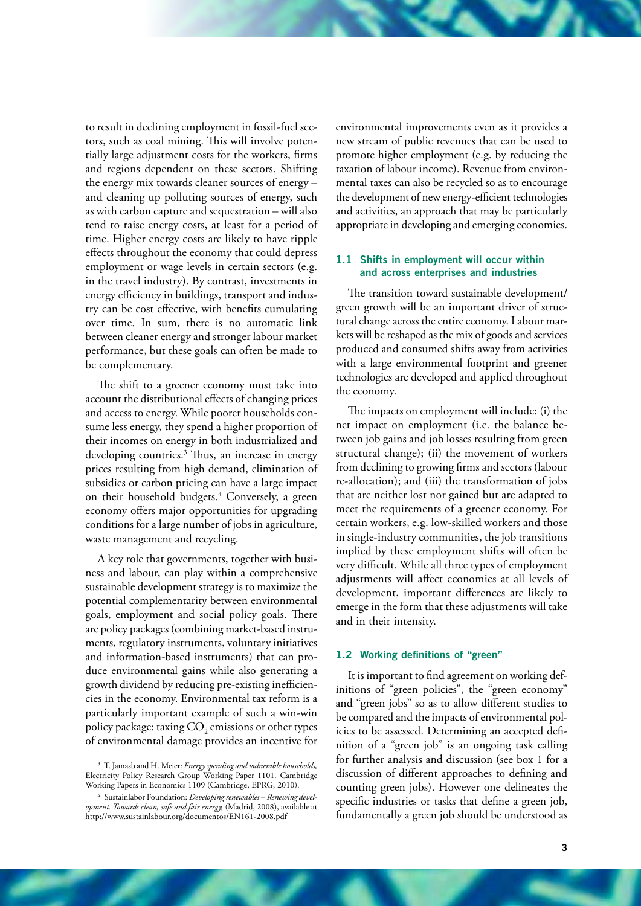to result in declining employment in fossil-fuel sectors, such as coal mining. This will involve potentially large adjustment costs for the workers, firms and regions dependent on these sectors. Shifting the energy mix towards cleaner sources of energy – and cleaning up polluting sources of energy, such as with carbon capture and sequestration – will also tend to raise energy costs, at least for a period of time. Higher energy costs are likely to have ripple effects throughout the economy that could depress employment or wage levels in certain sectors (e.g. in the travel industry). By contrast, investments in energy efficiency in buildings, transport and industry can be cost effective, with benefits cumulating over time. In sum, there is no automatic link between cleaner energy and stronger labour market performance, but these goals can often be made to be complementary.

The shift to a greener economy must take into account the distributional effects of changing prices and access to energy. While poorer households consume less energy, they spend a higher proportion of their incomes on energy in both industrialized and developing countries.[3] Thus, an increase in energy prices resulting from high demand, elimination of subsidies or carbon pricing can have a large impact on their household budgets.[4] Conversely, a green economy offers major opportunities for upgrading conditions for a large number of jobs in agriculture, waste management and recycling.

A key role that governments, together with business and labour, can play within a comprehensive sustainable development strategy is to maximize the potential complementarity between environmental goals, employment and social policy goals. There are policy packages (combining market-based instruments, regulatory instruments, voluntary initiatives and information-based instruments) that can produce environmental gains while also generating a growth dividend by reducing pre-existing inefficiencies in the economy. Environmental tax reform is a particularly important example of such a win-win policy package: taxing $CO_2$ emissions or other types of environmental damage provides an incentive for environmental improvements even as it provides a new stream of public revenues that can be used to promote higher employment (e.g. by reducing the taxation of labour income). Revenue from environmental taxes can also be recycled so as to encourage the development of new energy-efficient technologies and activities, an approach that may be particularly appropriate in developing and emerging economies.

### 1.1 Shifts in employment will occur within and across enterprises and industries

The transition toward sustainable development/ green growth will be an important driver of structural change across the entire economy. Labour markets will be reshaped as the mix of goods and services produced and consumed shifts away from activities with a large environmental footprint and greener technologies are developed and applied throughout the economy.

The impacts on employment will include: (i) the net impact on employment (i.e. the balance between job gains and job losses resulting from green structural change); (ii) the movement of workers from declining to growing firms and sectors (labour re-allocation); and (iii) the transformation of jobs that are neither lost nor gained but are adapted to meet the requirements of a greener economy. For certain workers, e.g. low-skilled workers and those in single-industry communities, the job transitions implied by these employment shifts will often be very difficult. While all three types of employment adjustments will affect economies at all levels of development, important differences are likely to emerge in the form that these adjustments will take and in their intensity.

### 1.2 Working definitions of "green"

It is important to find agreement on working definitions of "green policies", the "green economy" and "green jobs" so as to allow different studies to be compared and the impacts of environmental policies to be assessed. Determining an accepted definition of a "green job" is an ongoing task calling for further analysis and discussion (see box 1 for a discussion of different approaches to defining and counting green jobs). However one delineates the specific industries or tasks that define a green job, fundamentally a green job should be understood as

---

[3] T. Jamasb and H. Meier: *Energy spending and vulnerable households,* Electricity Policy Research Group Working Paper 1101. Cambridge Working Papers in Economics 1109 (Cambridge, EPRG, 2010).

[4] Sustainlabor Foundation: *Developing renewables – Renewing development. Towards clean, safe and fair energy,* (Madrid, 2008), available at http://www.sustainlabour.org/documentos/EN161-2008.pdf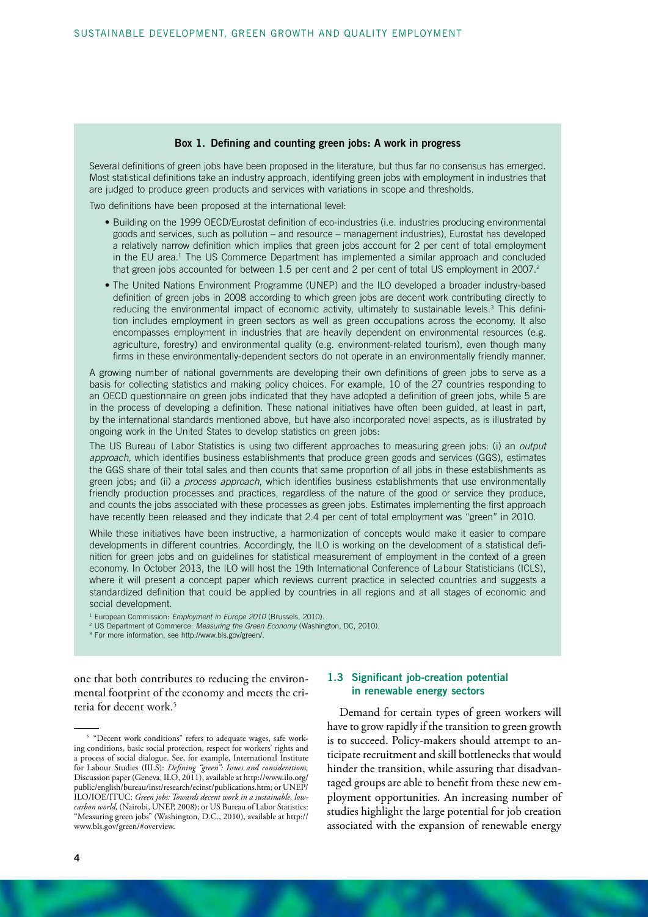### Box 1. Defining and counting green jobs: A work in progress

Several definitions of green jobs have been proposed in the literature, but thus far no consensus has emerged. Most statistical definitions take an industry approach, identifying green jobs with employment in industries that are judged to produce green products and services with variations in scope and thresholds.

Two definitions have been proposed at the international level:

- Building on the 1999 OECD/Eurostat definition of eco-industries (i.e. industries producing environmental goods and services, such as pollution – and resource – management industries), Eurostat has developed a relatively narrow definition which implies that green jobs account for 2 per cent of total employment in the EU area.[1] The US Commerce Department has implemented a similar approach and concluded that green jobs accounted for between 1.5 per cent and 2 per cent of total US employment in 2007.[2]
- The United Nations Environment Programme (UNEP) and the ILO developed a broader industry-based definition of green jobs in 2008 according to which green jobs are decent work contributing directly to reducing the environmental impact of economic activity, ultimately to sustainable levels.[3] This definition includes employment in green sectors as well as green occupations across the economy. It also encompasses employment in industries that are heavily dependent on environmental resources (e.g. agriculture, forestry) and environmental quality (e.g. environment-related tourism), even though many firms in these environmentally-dependent sectors do not operate in an environmentally friendly manner.

A growing number of national governments are developing their own definitions of green jobs to serve as a basis for collecting statistics and making policy choices. For example, 10 of the 27 countries responding to an OECD questionnaire on green jobs indicated that they have adopted a definition of green jobs, while 5 are in the process of developing a definition. These national initiatives have often been guided, at least in part, by the international standards mentioned above, but have also incorporated novel aspects, as is illustrated by ongoing work in the United States to develop statistics on green jobs:

The US Bureau of Labor Statistics is using two different approaches to measuring green jobs: (i) an *output approach,* which identifies business establishments that produce green goods and services (GGS), estimates the GGS share of their total sales and then counts that same proportion of all jobs in these establishments as green jobs; and (ii) a *process approach*, which identifies business establishments that use environmentally friendly production processes and practices, regardless of the nature of the good or service they produce, and counts the jobs associated with these processes as green jobs. Estimates implementing the first approach have recently been released and they indicate that 2.4 per cent of total employment was "green" in 2010.

While these initiatives have been instructive, a harmonization of concepts would make it easier to compare developments in different countries. Accordingly, the ILO is working on the development of a statistical definition for green jobs and on guidelines for statistical measurement of employment in the context of a green economy. In October 2013, the ILO will host the 19th International Conference of Labour Statisticians (ICLS), where it will present a concept paper which reviews current practice in selected countries and suggests a standardized definition that could be applied by countries in all regions and at all stages of economic and social development.

[1] European Commission: *Employment in Europe 2010* (Brussels, 2010).
[2] US Department of Commerce: *Measuring the Green Economy* (Washington, DC, 2010).
[3] For more information, see http://www.bls.gov/green/.

one that both contributes to reducing the environmental footprint of the economy and meets the criteria for decent work.[5]

[5] "Decent work conditions" refers to adequate wages, safe working conditions, basic social protection, respect for workers' rights and a process of social dialogue. See, for example, International Institute for Labour Studies (IILS): *Defining "green": Issues and considerations,* Discussion paper (Geneva, ILO, 2011), available at http://www.ilo.org/public/english/bureau/inst/research/ecinst/publications.htm; or UNEP/ILO/IOE/ITUC: *Green jobs: Towards decent work in a sustainable, low-carbon world,* (Nairobi, UNEP, 2008); or US Bureau of Labor Statistics: "Measuring green jobs" (Washington, D.C., 2010), available at http://www.bls.gov/green/#overview.

## 1.3 Significant job-creation potential in renewable energy sectors

Demand for certain types of green workers will have to grow rapidly if the transition to green growth is to succeed. Policy-makers should attempt to anticipate recruitment and skill bottlenecks that would hinder the transition, while assuring that disadvantaged groups are able to benefit from these new employment opportunities. An increasing number of studies highlight the large potential for job creation associated with the expansion of renewable energy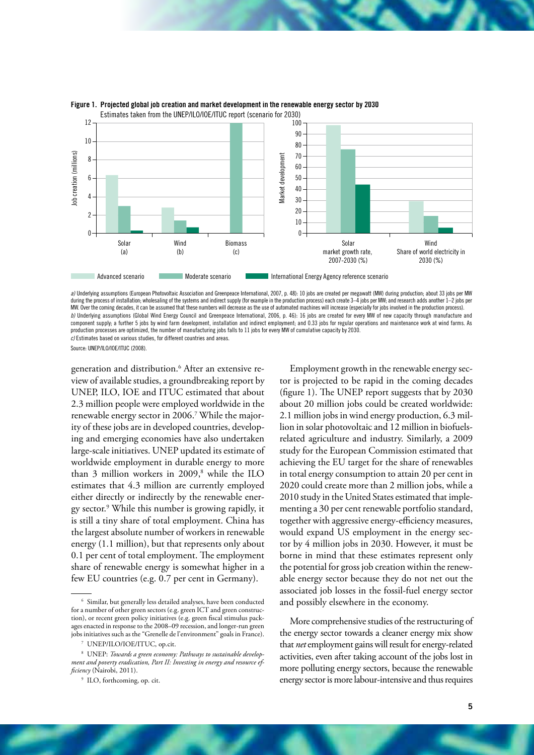**Figure 1. Projected global job creation and market development in the renewable energy sector by 2030**
Estimates taken from the UNEP/ILO/IOE/ITUC report (scenario for 2030)

Job creation (millions): Solar (a), Wind (b), Biomass (c)

Market development: Solar market growth rate, 2007-2030 (%); Wind Share of world electricity in 2030 (%)

Advanced scenario | Moderate scenario | International Energy Agency reference scenario

*a)* Underlying assumptions (European Photovoltaic Association and Greenpeace International, 2007, p. 48): 10 jobs are created per megawatt (MW) during production; about 33 jobs per MW during the process of installation; wholesaling of the systems and indirect supply (for example in the production process) each create 3–4 jobs per MW; and research adds another 1–2 jobs per MW. Over the coming decades, it can be assumed that these numbers will decrease as the use of automated machines will increase (especially for jobs involved in the production process).
*b)* Underlying assumptions (Global Wind Energy Council and Greenpeace International, 2006, p. 46): 16 jobs are created for every MW of new capacity through manufacture and component supply; a further 5 jobs by wind farm development, installation and indirect employment; and 0.33 jobs for regular operations and maintenance work at wind farms. As production processes are optimized, the number of manufacturing jobs falls to 11 jobs for every MW of cumulative capacity by 2030.
*c)* Estimates based on various studies, for different countries and areas.

Source: UNEP/ILO/IOE/ITUC (2008).

generation and distribution.[6] After an extensive review of available studies, a groundbreaking report by UNEP, ILO, IOE and ITUC estimated that about 2.3 million people were employed worldwide in the renewable energy sector in 2006.[7] While the majority of these jobs are in developed countries, developing and emerging economies have also undertaken large-scale initiatives. UNEP updated its estimate of worldwide employment in durable energy to more than 3 million workers in 2009,[8] while the ILO estimates that 4.3 million are currently employed either directly or indirectly by the renewable energy sector.[9] While this number is growing rapidly, it is still a tiny share of total employment. China has the largest absolute number of workers in renewable energy (1.1 million), but that represents only about 0.1 per cent of total employment. The employment share of renewable energy is somewhat higher in a few EU countries (e.g. 0.7 per cent in Germany).

Employment growth in the renewable energy sector is projected to be rapid in the coming decades (figure 1). The UNEP report suggests that by 2030 about 20 million jobs could be created worldwide: 2.1 million jobs in wind energy production, 6.3 million in solar photovoltaic and 12 million in biofuels-related agriculture and industry. Similarly, a 2009 study for the European Commission estimated that achieving the EU target for the share of renewables in total energy consumption to attain 20 per cent in 2020 could create more than 2 million jobs, while a 2010 study in the United States estimated that implementing a 30 per cent renewable portfolio standard, together with aggressive energy-efficiency measures, would expand US employment in the energy sector by 4 million jobs in 2030. However, it must be borne in mind that these estimates represent only the potential for gross job creation within the renewable energy sector because they do not net out the associated job losses in the fossil-fuel energy sector and possibly elsewhere in the economy.

More comprehensive studies of the restructuring of the energy sector towards a cleaner energy mix show that *net* employment gains will result for energy-related activities, even after taking account of the jobs lost in more polluting energy sectors, because the renewable energy sector is more labour-intensive and thus requires

---

[6] Similar, but generally less detailed analyses, have been conducted for a number of other green sectors (e.g. green ICT and green construction), or recent green policy initiatives (e.g. green fiscal stimulus packages enacted in response to the 2008–09 recession, and longer-run green jobs initiatives such as the "Grenelle de l'environment" goals in France).

[7] UNEP/ILO/IOE/ITUC, op.cit.

[8] UNEP: *Towards a green economy: Pathways to sustainable development and poverty eradication, Part II: Investing in energy and resource efficiency* (Nairobi, 2011).

[9] ILO, forthcoming, op. cit.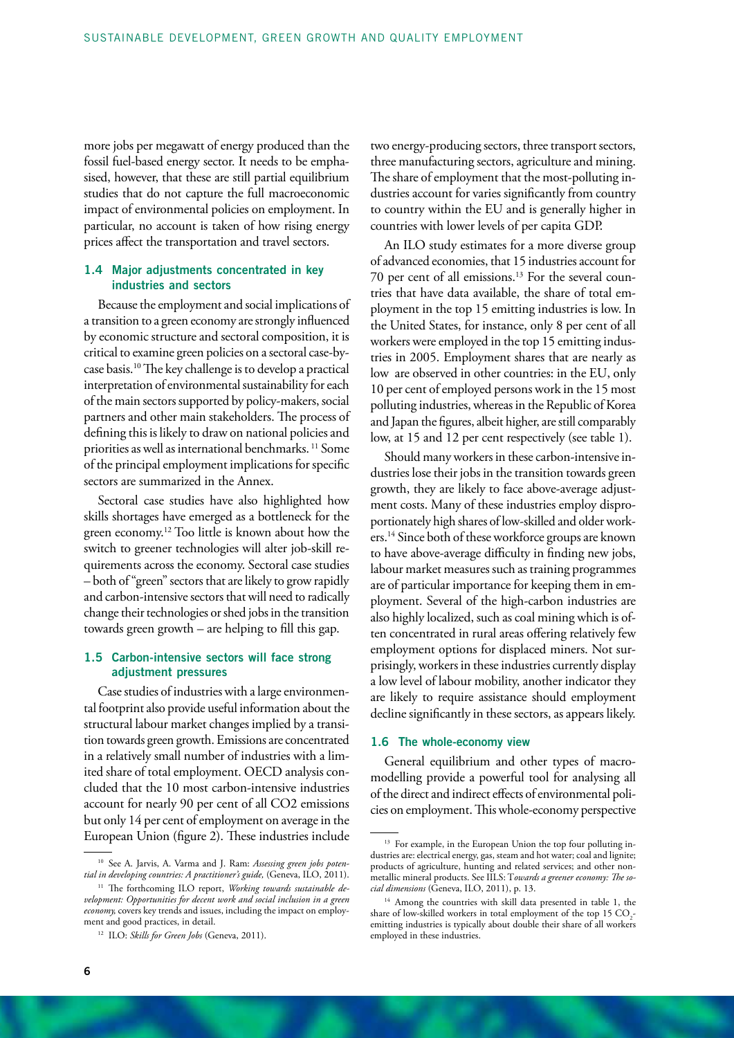more jobs per megawatt of energy produced than the fossil fuel-based energy sector. It needs to be emphasised, however, that these are still partial equilibrium studies that do not capture the full macroeconomic impact of environmental policies on employment. In particular, no account is taken of how rising energy prices affect the transportation and travel sectors.

### 1.4 Major adjustments concentrated in key industries and sectors

Because the employment and social implications of a transition to a green economy are strongly influenced by economic structure and sectoral composition, it is critical to examine green policies on a sectoral case-by-case basis.[10] The key challenge is to develop a practical interpretation of environmental sustainability for each of the main sectors supported by policy-makers, social partners and other main stakeholders. The process of defining this is likely to draw on national policies and priorities as well as international benchmarks.[11] Some of the principal employment implications for specific sectors are summarized in the Annex.

Sectoral case studies have also highlighted how skills shortages have emerged as a bottleneck for the green economy.[12] Too little is known about how the switch to greener technologies will alter job-skill requirements across the economy. Sectoral case studies – both of "green" sectors that are likely to grow rapidly and carbon-intensive sectors that will need to radically change their technologies or shed jobs in the transition towards green growth – are helping to fill this gap.

### 1.5 Carbon-intensive sectors will face strong adjustment pressures

Case studies of industries with a large environmental footprint also provide useful information about the structural labour market changes implied by a transition towards green growth. Emissions are concentrated in a relatively small number of industries with a limited share of total employment. OECD analysis concluded that the 10 most carbon-intensive industries account for nearly 90 per cent of all CO2 emissions but only 14 per cent of employment on average in the European Union (figure 2). These industries include two energy-producing sectors, three transport sectors, three manufacturing sectors, agriculture and mining. The share of employment that the most-polluting industries account for varies significantly from country to country within the EU and is generally higher in countries with lower levels of per capita GDP.

An ILO study estimates for a more diverse group of advanced economies, that 15 industries account for 70 per cent of all emissions.[13] For the several countries that have data available, the share of total employment in the top 15 emitting industries is low. In the United States, for instance, only 8 per cent of all workers were employed in the top 15 emitting industries in 2005. Employment shares that are nearly as low are observed in other countries: in the EU, only 10 per cent of employed persons work in the 15 most polluting industries, whereas in the Republic of Korea and Japan the figures, albeit higher, are still comparably low, at 15 and 12 per cent respectively (see table 1).

Should many workers in these carbon-intensive industries lose their jobs in the transition towards green growth, they are likely to face above-average adjustment costs. Many of these industries employ disproportionately high shares of low-skilled and older workers.[14] Since both of these workforce groups are known to have above-average difficulty in finding new jobs, labour market measures such as training programmes are of particular importance for keeping them in employment. Several of the high-carbon industries are also highly localized, such as coal mining which is often concentrated in rural areas offering relatively few employment options for displaced miners. Not surprisingly, workers in these industries currently display a low level of labour mobility, another indicator they are likely to require assistance should employment decline significantly in these sectors, as appears likely.

### 1.6 The whole-economy view

General equilibrium and other types of macro-modelling provide a powerful tool for analysing all of the direct and indirect effects of environmental policies on employment. This whole-economy perspective

---

[10] See A. Jarvis, A. Varma and J. Ram: *Assessing green jobs potential in developing countries: A practitioner's guide,* (Geneva, ILO, 2011).

[11] The forthcoming ILO report, *Working towards sustainable development: Opportunities for decent work and social inclusion in a green economy,* covers key trends and issues, including the impact on employment and good practices, in detail.

[12] ILO: *Skills for Green Jobs* (Geneva, 2011).

[13] For example, in the European Union the top four polluting industries are: electrical energy, gas, steam and hot water; coal and lignite; products of agriculture, hunting and related services; and other non-metallic mineral products. See IILS: *Towards a greener economy: The social dimensions* (Geneva, ILO, 2011), p. 13.

[14] Among the countries with skill data presented in table 1, the share of low-skilled workers in total employment of the top 15 $CO_2$-emitting industries is typically about double their share of all workers employed in these industries.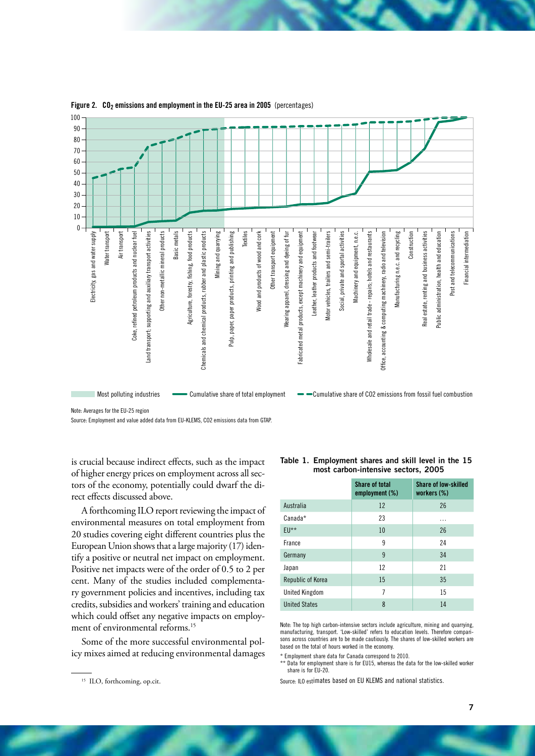**Figure 2. $CO_2$ emissions and employment in the EU-25 area in 2005** (percentages)

Most polluting industries — Cumulative share of total employment — Cumulative share of CO2 emissions from fossil fuel combustion

Note: Averages for the EU-25 region

Source: Employment and value added data from EU-KLEMS, CO2 emissions data from GTAP.

is crucial because indirect effects, such as the impact of higher energy prices on employment across all sectors of the economy, potentially could dwarf the direct effects discussed above.

A forthcoming ILO report reviewing the impact of environmental measures on total employment from 20 studies covering eight different countries plus the European Union shows that a large majority (17) identify a positive or neutral net impact on employment. Positive net impacts were of the order of 0.5 to 2 per cent. Many of the studies included complementary government policies and incentives, including tax credits, subsidies and workers' training and education which could offset any negative impacts on employment of environmental reforms.[15]

Some of the more successful environmental policy mixes aimed at reducing environmental damages

**Table 1. Employment shares and skill level in the 15 most carbon-intensive sectors, 2005**

| | Share of total employment (%) | Share of low-skilled workers (%) |
|---|---|---|
| Australia | 12 | 26 |
| Canada* | 23 | … |
| EU** | 10 | 26 |
| France | 9 | 24 |
| Germany | 9 | 34 |
| Japan | 12 | 21 |
| Republic of Korea | 15 | 35 |
| United Kingdom | 7 | 15 |
| United States | 8 | 14 |

Note: The top high carbon-intensive sectors include agriculture, mining and quarrying, manufacturing, transport. 'Low-skilled' refers to education levels. Therefore comparisons across countries are to be made cautiously. The shares of low-skilled workers are based on the total of hours worked in the economy.

\* Employment share data for Canada correspond to 2010.

\*\* Data for employment share is for EU15, whereas the data for the low-skilled worker share is for EU-20.

Source: ILO estimates based on EU KLEMS and national statistics.

[15] ILO, forthcoming, op.cit.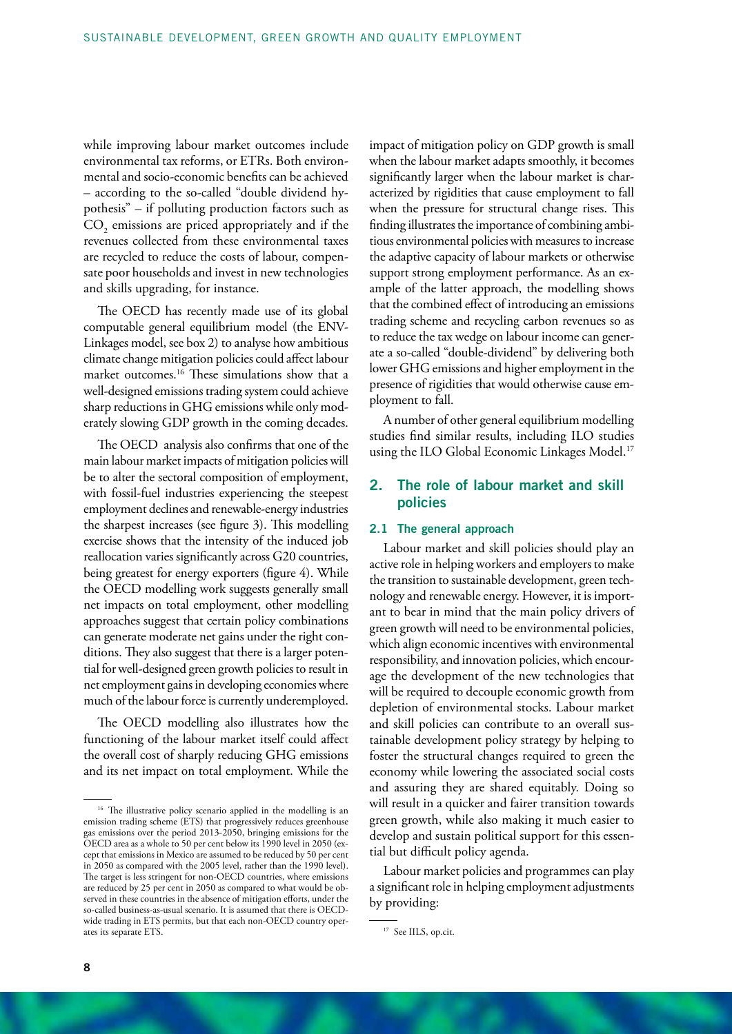while improving labour market outcomes include environmental tax reforms, or ETRs. Both environmental and socio-economic benefits can be achieved – according to the so-called "double dividend hypothesis" – if polluting production factors such as $CO_2$ emissions are priced appropriately and if the revenues collected from these environmental taxes are recycled to reduce the costs of labour, compensate poor households and invest in new technologies and skills upgrading, for instance.

The OECD has recently made use of its global computable general equilibrium model (the ENV-Linkages model, see box 2) to analyse how ambitious climate change mitigation policies could affect labour market outcomes.[16] These simulations show that a well-designed emissions trading system could achieve sharp reductions in GHG emissions while only moderately slowing GDP growth in the coming decades.

The OECD analysis also confirms that one of the main labour market impacts of mitigation policies will be to alter the sectoral composition of employment, with fossil-fuel industries experiencing the steepest employment declines and renewable-energy industries the sharpest increases (see figure 3). This modelling exercise shows that the intensity of the induced job reallocation varies significantly across G20 countries, being greatest for energy exporters (figure 4). While the OECD modelling work suggests generally small net impacts on total employment, other modelling approaches suggest that certain policy combinations can generate moderate net gains under the right conditions. They also suggest that there is a larger potential for well-designed green growth policies to result in net employment gains in developing economies where much of the labour force is currently underemployed.

The OECD modelling also illustrates how the functioning of the labour market itself could affect the overall cost of sharply reducing GHG emissions and its net impact on total employment. While the impact of mitigation policy on GDP growth is small when the labour market adapts smoothly, it becomes significantly larger when the labour market is characterized by rigidities that cause employment to fall when the pressure for structural change rises. This finding illustrates the importance of combining ambitious environmental policies with measures to increase the adaptive capacity of labour markets or otherwise support strong employment performance. As an example of the latter approach, the modelling shows that the combined effect of introducing an emissions trading scheme and recycling carbon revenues so as to reduce the tax wedge on labour income can generate a so-called "double-dividend" by delivering both lower GHG emissions and higher employment in the presence of rigidities that would otherwise cause employment to fall.

A number of other general equilibrium modelling studies find similar results, including ILO studies using the ILO Global Economic Linkages Model.[17]

## 2. The role of labour market and skill policies

### 2.1 The general approach

Labour market and skill policies should play an active role in helping workers and employers to make the transition to sustainable development, green technology and renewable energy. However, it is important to bear in mind that the main policy drivers of green growth will need to be environmental policies, which align economic incentives with environmental responsibility, and innovation policies, which encourage the development of the new technologies that will be required to decouple economic growth from depletion of environmental stocks. Labour market and skill policies can contribute to an overall sustainable development policy strategy by helping to foster the structural changes required to green the economy while lowering the associated social costs and assuring they are shared equitably. Doing so will result in a quicker and fairer transition towards green growth, while also making it much easier to develop and sustain political support for this essential but difficult policy agenda.

Labour market policies and programmes can play a significant role in helping employment adjustments by providing:

---

[16] The illustrative policy scenario applied in the modelling is an emission trading scheme (ETS) that progressively reduces greenhouse gas emissions over the period 2013-2050, bringing emissions for the OECD area as a whole to 50 per cent below its 1990 level in 2050 (except that emissions in Mexico are assumed to be reduced by 50 per cent in 2050 as compared with the 2005 level, rather than the 1990 level). The target is less stringent for non-OECD countries, where emissions are reduced by 25 per cent in 2050 as compared to what would be observed in these countries in the absence of mitigation efforts, under the so-called business-as-usual scenario. It is assumed that there is OECD-wide trading in ETS permits, but that each non-OECD country operates its separate ETS.

[17] See IILS, op.cit.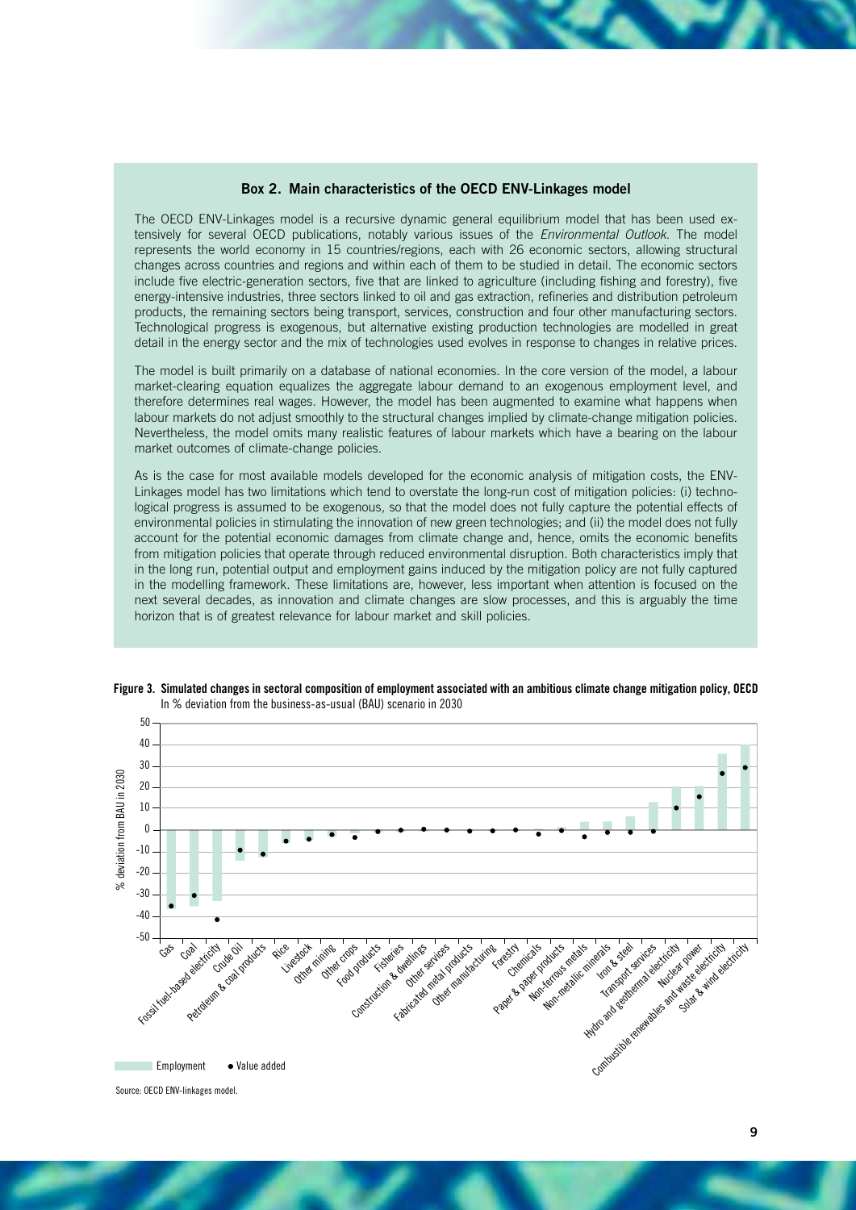### Box 2. Main characteristics of the OECD ENV-Linkages model

The OECD ENV-Linkages model is a recursive dynamic general equilibrium model that has been used extensively for several OECD publications, notably various issues of the *Environmental Outlook*. The model represents the world economy in 15 countries/regions, each with 26 economic sectors, allowing structural changes across countries and regions and within each of them to be studied in detail. The economic sectors include five electric-generation sectors, five that are linked to agriculture (including fishing and forestry), five energy-intensive industries, three sectors linked to oil and gas extraction, refineries and distribution petroleum products, the remaining sectors being transport, services, construction and four other manufacturing sectors. Technological progress is exogenous, but alternative existing production technologies are modelled in great detail in the energy sector and the mix of technologies used evolves in response to changes in relative prices.

The model is built primarily on a database of national economies. In the core version of the model, a labour market-clearing equation equalizes the aggregate labour demand to an exogenous employment level, and therefore determines real wages. However, the model has been augmented to examine what happens when labour markets do not adjust smoothly to the structural changes implied by climate-change mitigation policies. Nevertheless, the model omits many realistic features of labour markets which have a bearing on the labour market outcomes of climate-change policies.

As is the case for most available models developed for the economic analysis of mitigation costs, the ENV-Linkages model has two limitations which tend to overstate the long-run cost of mitigation policies: (i) technological progress is assumed to be exogenous, so that the model does not fully capture the potential effects of environmental policies in stimulating the innovation of new green technologies; and (ii) the model does not fully account for the potential economic damages from climate change and, hence, omits the economic benefits from mitigation policies that operate through reduced environmental disruption. Both characteristics imply that in the long run, potential output and employment gains induced by the mitigation policy are not fully captured in the modelling framework. These limitations are, however, less important when attention is focused on the next several decades, as innovation and climate changes are slow processes, and this is arguably the time horizon that is of greatest relevance for labour market and skill policies.

**Figure 3. Simulated changes in sectoral composition of employment associated with an ambitious climate change mitigation policy, OECD**

In % deviation from the business-as-usual (BAU) scenario in 2030

Source: OECD ENV-linkages model.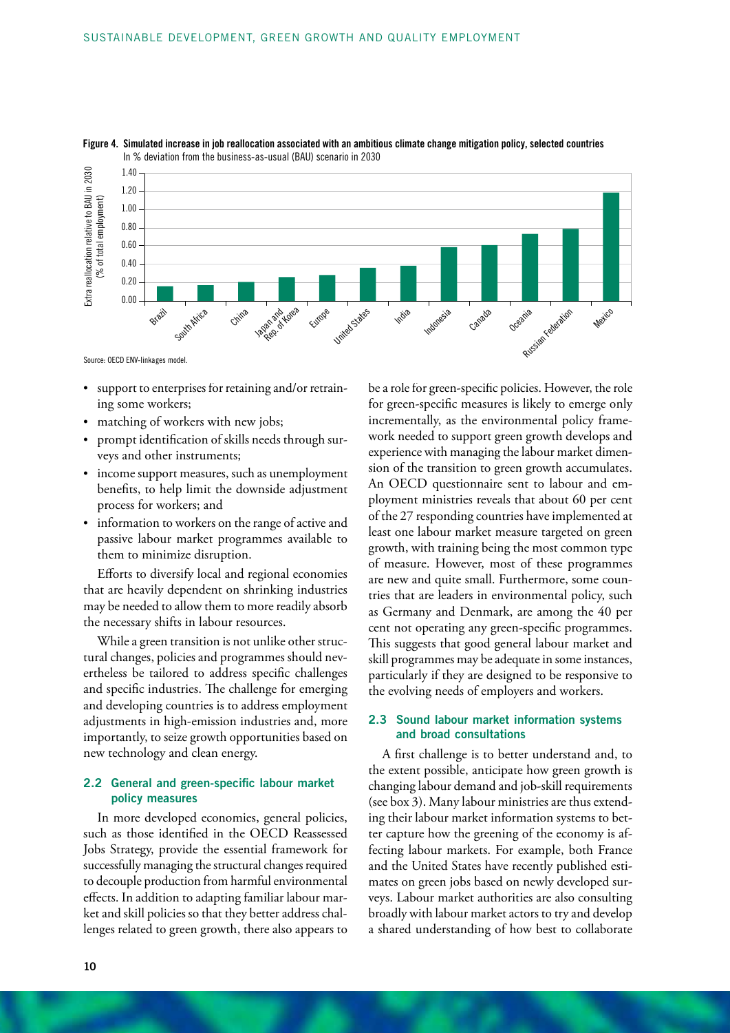**Figure 4. Simulated increase in job reallocation associated with an ambitious climate change mitigation policy, selected countries**
In % deviation from the business-as-usual (BAU) scenario in 2030

Source: OECD ENV-linkages model.

- support to enterprises for retaining and/or retraining some workers;
- matching of workers with new jobs;
- prompt identification of skills needs through surveys and other instruments;
- income support measures, such as unemployment benefits, to help limit the downside adjustment process for workers; and
- information to workers on the range of active and passive labour market programmes available to them to minimize disruption.

Efforts to diversify local and regional economies that are heavily dependent on shrinking industries may be needed to allow them to more readily absorb the necessary shifts in labour resources.

While a green transition is not unlike other structural changes, policies and programmes should nevertheless be tailored to address specific challenges and specific industries. The challenge for emerging and developing countries is to address employment adjustments in high-emission industries and, more importantly, to seize growth opportunities based on new technology and clean energy.

### 2.2 General and green-specific labour market policy measures

In more developed economies, general policies, such as those identified in the OECD Reassessed Jobs Strategy, provide the essential framework for successfully managing the structural changes required to decouple production from harmful environmental effects. In addition to adapting familiar labour market and skill policies so that they better address challenges related to green growth, there also appears to be a role for green-specific policies. However, the role for green-specific measures is likely to emerge only incrementally, as the environmental policy framework needed to support green growth develops and experience with managing the labour market dimension of the transition to green growth accumulates. An OECD questionnaire sent to labour and employment ministries reveals that about 60 per cent of the 27 responding countries have implemented at least one labour market measure targeted on green growth, with training being the most common type of measure. However, most of these programmes are new and quite small. Furthermore, some countries that are leaders in environmental policy, such as Germany and Denmark, are among the 40 per cent not operating any green-specific programmes. This suggests that good general labour market and skill programmes may be adequate in some instances, particularly if they are designed to be responsive to the evolving needs of employers and workers.

### 2.3 Sound labour market information systems and broad consultations

A first challenge is to better understand and, to the extent possible, anticipate how green growth is changing labour demand and job-skill requirements (see box 3). Many labour ministries are thus extending their labour market information systems to better capture how the greening of the economy is affecting labour markets. For example, both France and the United States have recently published estimates on green jobs based on newly developed surveys. Labour market authorities are also consulting broadly with labour market actors to try and develop a shared understanding of how best to collaborate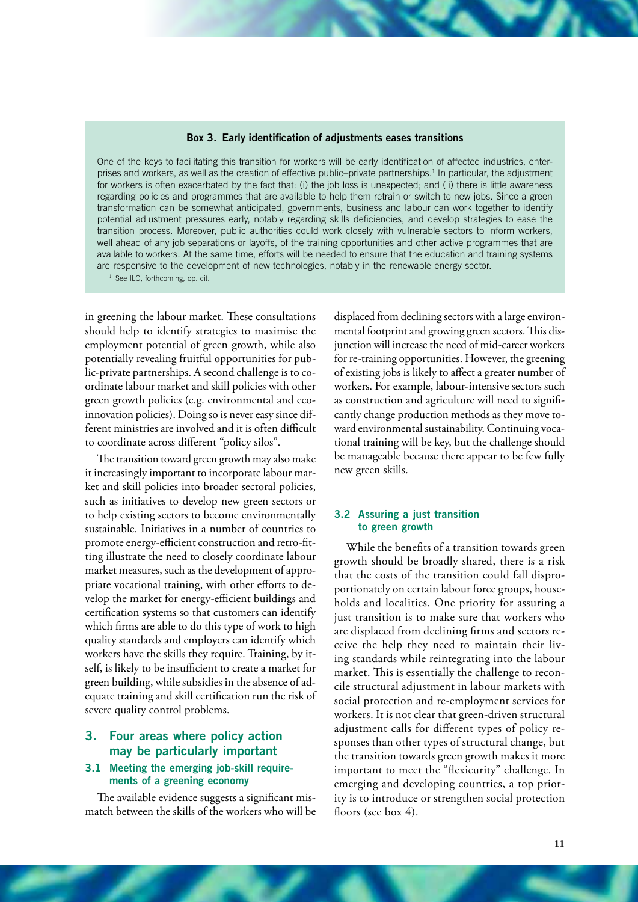**Box 3. Early identification of adjustments eases transitions**

One of the keys to facilitating this transition for workers will be early identification of affected industries, enterprises and workers, as well as the creation of effective public–private partnerships.[1] In particular, the adjustment for workers is often exacerbated by the fact that: (i) the job loss is unexpected; and (ii) there is little awareness regarding policies and programmes that are available to help them retrain or switch to new jobs. Since a green transformation can be somewhat anticipated, governments, business and labour can work together to identify potential adjustment pressures early, notably regarding skills deficiencies, and develop strategies to ease the transition process. Moreover, public authorities could work closely with vulnerable sectors to inform workers, well ahead of any job separations or layoffs, of the training opportunities and other active programmes that are available to workers. At the same time, efforts will be needed to ensure that the education and training systems are responsive to the development of new technologies, notably in the renewable energy sector.

[1] See ILO, forthcoming, op. cit.

in greening the labour market. These consultations should help to identify strategies to maximise the employment potential of green growth, while also potentially revealing fruitful opportunities for public-private partnerships. A second challenge is to coordinate labour market and skill policies with other green growth policies (e.g. environmental and eco-innovation policies). Doing so is never easy since different ministries are involved and it is often difficult to coordinate across different "policy silos".

The transition toward green growth may also make it increasingly important to incorporate labour market and skill policies into broader sectoral policies, such as initiatives to develop new green sectors or to help existing sectors to become environmentally sustainable. Initiatives in a number of countries to promote energy-efficient construction and retro-fitting illustrate the need to closely coordinate labour market measures, such as the development of appropriate vocational training, with other efforts to develop the market for energy-efficient buildings and certification systems so that customers can identify which firms are able to do this type of work to high quality standards and employers can identify which workers have the skills they require. Training, by itself, is likely to be insufficient to create a market for green building, while subsidies in the absence of adequate training and skill certification run the risk of severe quality control problems.

## 3. Four areas where policy action may be particularly important

### 3.1 Meeting the emerging job-skill requirements of a greening economy

The available evidence suggests a significant mismatch between the skills of the workers who will be displaced from declining sectors with a large environmental footprint and growing green sectors. This disjunction will increase the need of mid-career workers for re-training opportunities. However, the greening of existing jobs is likely to affect a greater number of workers. For example, labour-intensive sectors such as construction and agriculture will need to significantly change production methods as they move toward environmental sustainability. Continuing vocational training will be key, but the challenge should be manageable because there appear to be few fully new green skills.

### 3.2 Assuring a just transition to green growth

While the benefits of a transition towards green growth should be broadly shared, there is a risk that the costs of the transition could fall disproportionately on certain labour force groups, households and localities. One priority for assuring a just transition is to make sure that workers who are displaced from declining firms and sectors receive the help they need to maintain their living standards while reintegrating into the labour market. This is essentially the challenge to reconcile structural adjustment in labour markets with social protection and re-employment services for workers. It is not clear that green-driven structural adjustment calls for different types of policy responses than other types of structural change, but the transition towards green growth makes it more important to meet the "flexicurity" challenge. In emerging and developing countries, a top priority is to introduce or strengthen social protection floors (see box 4).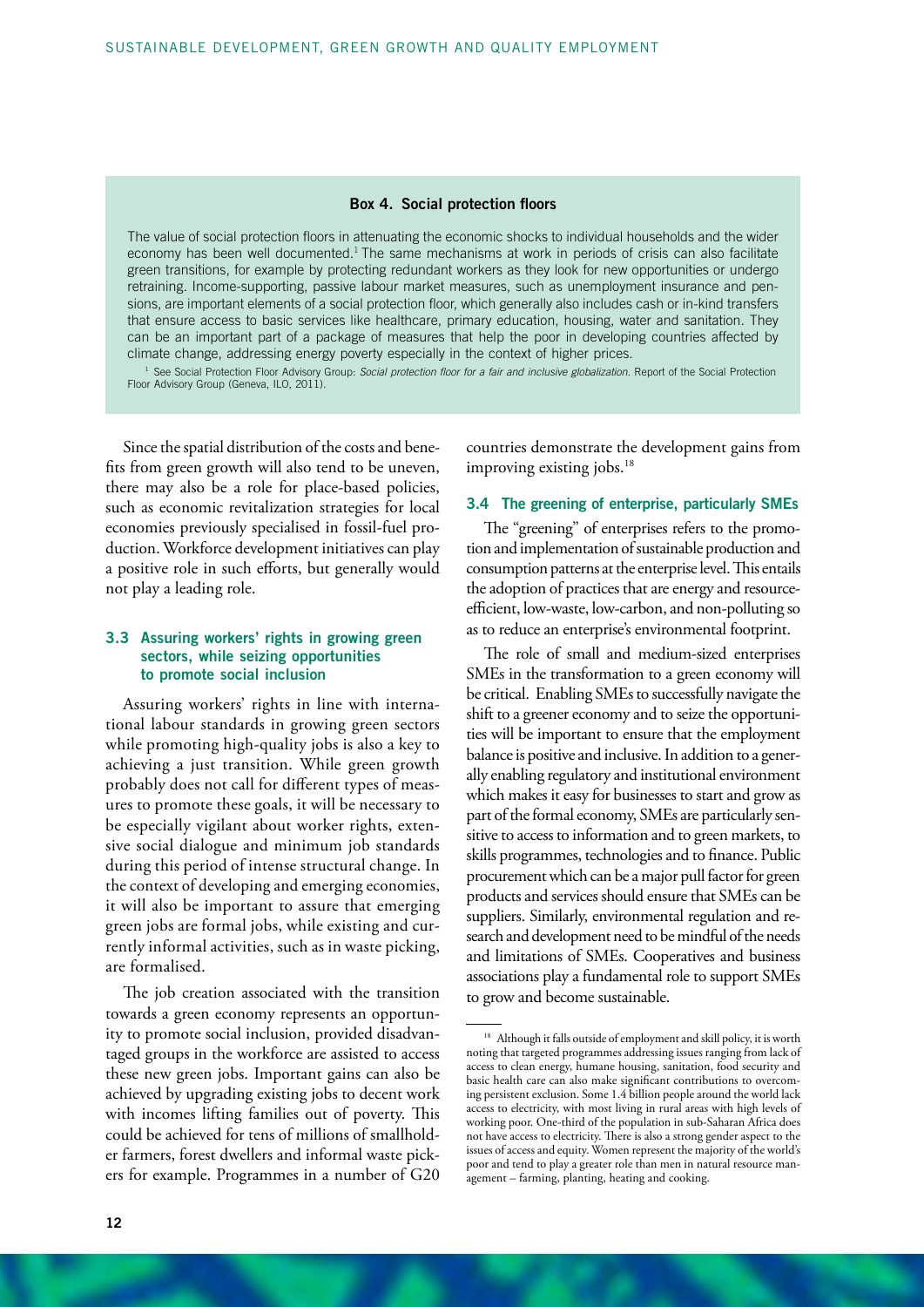**Box 4. Social protection floors**

The value of social protection floors in attenuating the economic shocks to individual households and the wider economy has been well documented.[1] The same mechanisms at work in periods of crisis can also facilitate green transitions, for example by protecting redundant workers as they look for new opportunities or undergo retraining. Income-supporting, passive labour market measures, such as unemployment insurance and pensions, are important elements of a social protection floor, which generally also includes cash or in-kind transfers that ensure access to basic services like healthcare, primary education, housing, water and sanitation. They can be an important part of a package of measures that help the poor in developing countries affected by climate change, addressing energy poverty especially in the context of higher prices.

[1] See Social Protection Floor Advisory Group: *Social protection floor for a fair and inclusive globalization.* Report of the Social Protection Floor Advisory Group (Geneva, ILO, 2011).

Since the spatial distribution of the costs and benefits from green growth will also tend to be uneven, there may also be a role for place-based policies, such as economic revitalization strategies for local economies previously specialised in fossil-fuel production. Workforce development initiatives can play a positive role in such efforts, but generally would not play a leading role.

### 3.3 Assuring workers' rights in growing green sectors, while seizing opportunities to promote social inclusion

Assuring workers' rights in line with international labour standards in growing green sectors while promoting high-quality jobs is also a key to achieving a just transition. While green growth probably does not call for different types of measures to promote these goals, it will be necessary to be especially vigilant about worker rights, extensive social dialogue and minimum job standards during this period of intense structural change. In the context of developing and emerging economies, it will also be important to assure that emerging green jobs are formal jobs, while existing and currently informal activities, such as in waste picking, are formalised.

The job creation associated with the transition towards a green economy represents an opportunity to promote social inclusion, provided disadvantaged groups in the workforce are assisted to access these new green jobs. Important gains can also be achieved by upgrading existing jobs to decent work with incomes lifting families out of poverty. This could be achieved for tens of millions of smallholder farmers, forest dwellers and informal waste pickers for example. Programmes in a number of G20 countries demonstrate the development gains from improving existing jobs.[18]

### 3.4 The greening of enterprise, particularly SMEs

The "greening" of enterprises refers to the promotion and implementation of sustainable production and consumption patterns at the enterprise level. This entails the adoption of practices that are energy and resource-efficient, low-waste, low-carbon, and non-polluting so as to reduce an enterprise's environmental footprint.

The role of small and medium-sized enterprises SMEs in the transformation to a green economy will be critical. Enabling SMEs to successfully navigate the shift to a greener economy and to seize the opportunities will be important to ensure that the employment balance is positive and inclusive. In addition to a generally enabling regulatory and institutional environment which makes it easy for businesses to start and grow as part of the formal economy, SMEs are particularly sensitive to access to information and to green markets, to skills programmes, technologies and to finance. Public procurement which can be a major pull factor for green products and services should ensure that SMEs can be suppliers. Similarly, environmental regulation and research and development need to be mindful of the needs and limitations of SMEs. Cooperatives and business associations play a fundamental role to support SMEs to grow and become sustainable.

[18] Although it falls outside of employment and skill policy, it is worth noting that targeted programmes addressing issues ranging from lack of access to clean energy, humane housing, sanitation, food security and basic health care can also make significant contributions to overcoming persistent exclusion. Some 1.4 billion people around the world lack access to electricity, with most living in rural areas with high levels of working poor. One-third of the population in sub-Saharan Africa does not have access to electricity. There is also a strong gender aspect to the issues of access and equity. Women represent the majority of the world's poor and tend to play a greater role than men in natural resource management – farming, planting, heating and cooking.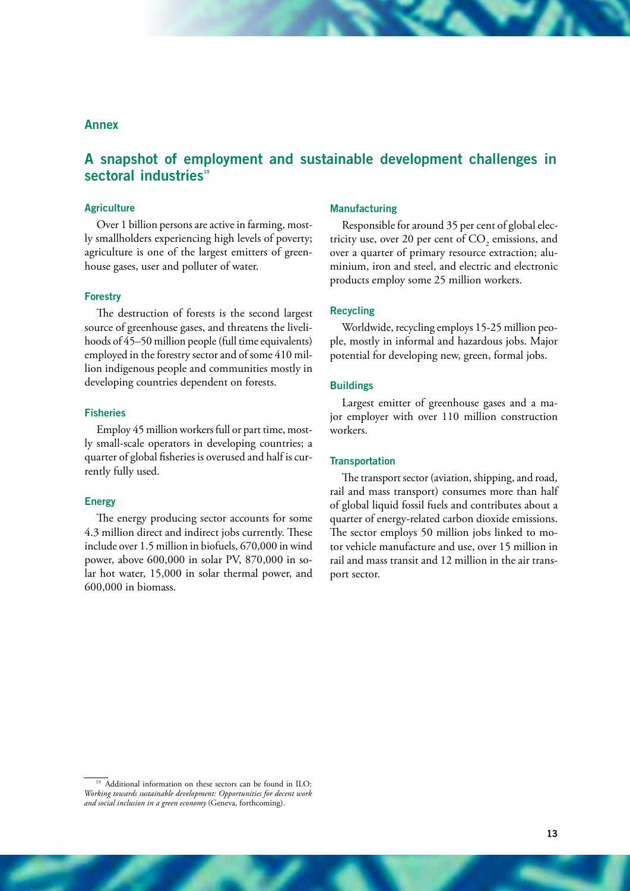## Annex

## A snapshot of employment and sustainable development challenges in sectoral industries[19]

### Agriculture

Over 1 billion persons are active in farming, mostly smallholders experiencing high levels of poverty; agriculture is one of the largest emitters of greenhouse gases, user and polluter of water.

### Forestry

The destruction of forests is the second largest source of greenhouse gases, and threatens the livelihoods of 45–50 million people (full time equivalents) employed in the forestry sector and of some 410 million indigenous people and communities mostly in developing countries dependent on forests.

### Fisheries

Employ 45 million workers full or part time, mostly small-scale operators in developing countries; a quarter of global fisheries is overused and half is currently fully used.

### Energy

The energy producing sector accounts for some 4.3 million direct and indirect jobs currently. These include over 1.5 million in biofuels, 670,000 in wind power, above 600,000 in solar PV, 870,000 in solar hot water, 15,000 in solar thermal power, and 600,000 in biomass.

### Manufacturing

Responsible for around 35 per cent of global electricity use, over 20 per cent of $CO_2$ emissions, and over a quarter of primary resource extraction; aluminium, iron and steel, and electric and electronic products employ some 25 million workers.

### Recycling

Worldwide, recycling employs 15-25 million people, mostly in informal and hazardous jobs. Major potential for developing new, green, formal jobs.

### Buildings

Largest emitter of greenhouse gases and a major employer with over 110 million construction workers.

### Transportation

The transport sector (aviation, shipping, and road, rail and mass transport) consumes more than half of global liquid fossil fuels and contributes about a quarter of energy-related carbon dioxide emissions. The sector employs 50 million jobs linked to motor vehicle manufacture and use, over 15 million in rail and mass transit and 12 million in the air transport sector.

---

[19] Additional information on these sectors can be found in ILO: *Working towards sustainable development: Opportunities for decent work and social inclusion in a green economy* (Geneva, forthcoming).